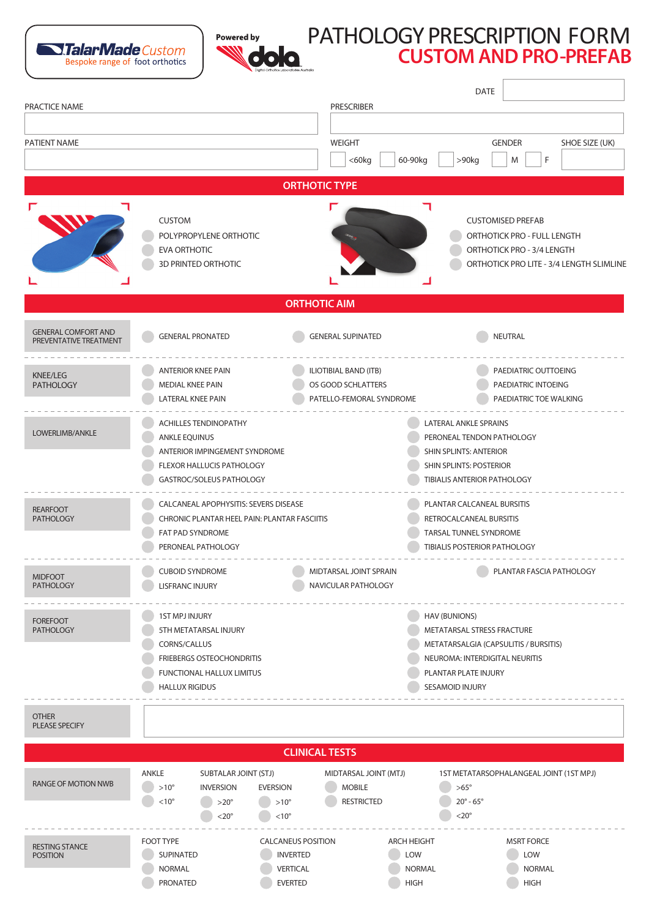TalarMade Custom
Bespoke range of foot orthotics

Powered by dola

# PATHOLOGY PRESCRIPTION FORM
## CUSTOM AND PRO-PREFAB

DATE

PRACTICE NAME

PRESCRIBER

PATIENT NAME

WEIGHT: <60kg | 60-90kg | >90kg

GENDER: M | F

SHOE SIZE (UK)

## ORTHOTIC TYPE

**CUSTOM**
- POLYPROPYLENE ORTHOTIC
- EVA ORTHOTIC
- 3D PRINTED ORTHOTIC

**CUSTOMISED PREFAB**
- ORTHOTICK PRO - FULL LENGTH
- ORTHOTICK PRO - 3/4 LENGTH
- ORTHOTICK PRO LITE - 3/4 LENGTH SLIMLINE

## ORTHOTIC AIM

**GENERAL COMFORT AND PREVENTATIVE TREATMENT**
- GENERAL PRONATED
- GENERAL SUPINATED
- NEUTRAL

**KNEE/LEG PATHOLOGY**
- ANTERIOR KNEE PAIN
- MEDIAL KNEE PAIN
- LATERAL KNEE PAIN
- ILIOTIBIAL BAND (ITB)
- OS GOOD SCHLATTERS
- PATELLO-FEMORAL SYNDROME
- PAEDIATRIC OUTTOEING
- PAEDIATRIC INTOEING
- PAEDIATRIC TOE WALKING

**LOWERLIMB/ANKLE**
- ACHILLES TENDINOPATHY
- ANKLE EQUINUS
- ANTERIOR IMPINGEMENT SYNDROME
- FLEXOR HALLUCIS PATHOLOGY
- GASTROC/SOLEUS PATHOLOGY
- LATERAL ANKLE SPRAINS
- PERONEAL TENDON PATHOLOGY
- SHIN SPLINTS: ANTERIOR
- SHIN SPLINTS: POSTERIOR
- TIBIALIS ANTERIOR PATHOLOGY

**REARFOOT PATHOLOGY**
- CALCANEAL APOPHYSITIS: SEVERS DISEASE
- CHRONIC PLANTAR HEEL PAIN: PLANTAR FASCIITIS
- FAT PAD SYNDROME
- PERONEAL PATHOLOGY
- PLANTAR CALCANEAL BURSITIS
- RETROCALCANEAL BURSITIS
- TARSAL TUNNEL SYNDROME
- TIBIALIS POSTERIOR PATHOLOGY

**MIDFOOT PATHOLOGY**
- CUBOID SYNDROME
- LISFRANC INJURY
- MIDTARSAL JOINT SPRAIN
- NAVICULAR PATHOLOGY
- PLANTAR FASCIA PATHOLOGY

**FOREFOOT PATHOLOGY**
- 1ST MPJ INJURY
- 5TH METATARSAL INJURY
- CORNS/CALLUS
- FRIEBERGS OSTEOCHONDRITIS
- FUNCTIONAL HALLUX LIMITUS
- HALLUX RIGIDUS
- HAV (BUNIONS)
- METATARSAL STRESS FRACTURE
- METATARSALGIA (CAPSULITIS / BURSITIS)
- NEUROMA: INTERDIGITAL NEURITIS
- PLANTAR PLATE INJURY
- SESAMOID INJURY

**OTHER PLEASE SPECIFY**

## CLINICAL TESTS

**RANGE OF MOTION NWB**

- ANKLE: >10° | <10°
- SUBTALAR JOINT (STJ):
  - INVERSION: >20° | <20°
  - EVERSION: >10° | <10°
- MIDTARSAL JOINT (MTJ): MOBILE | RESTRICTED
- 1ST METATARSOPHALANGEAL JOINT (1ST MPJ): >65° | 20° - 65° | <20°

**RESTING STANCE POSITION**

- FOOT TYPE: SUPINATED | NORMAL | PRONATED
- CALCANEUS POSITION: INVERTED | VERTICAL | EVERTED
- ARCH HEIGHT: LOW | NORMAL | HIGH
- MSRT FORCE: LOW | NORMAL | HIGH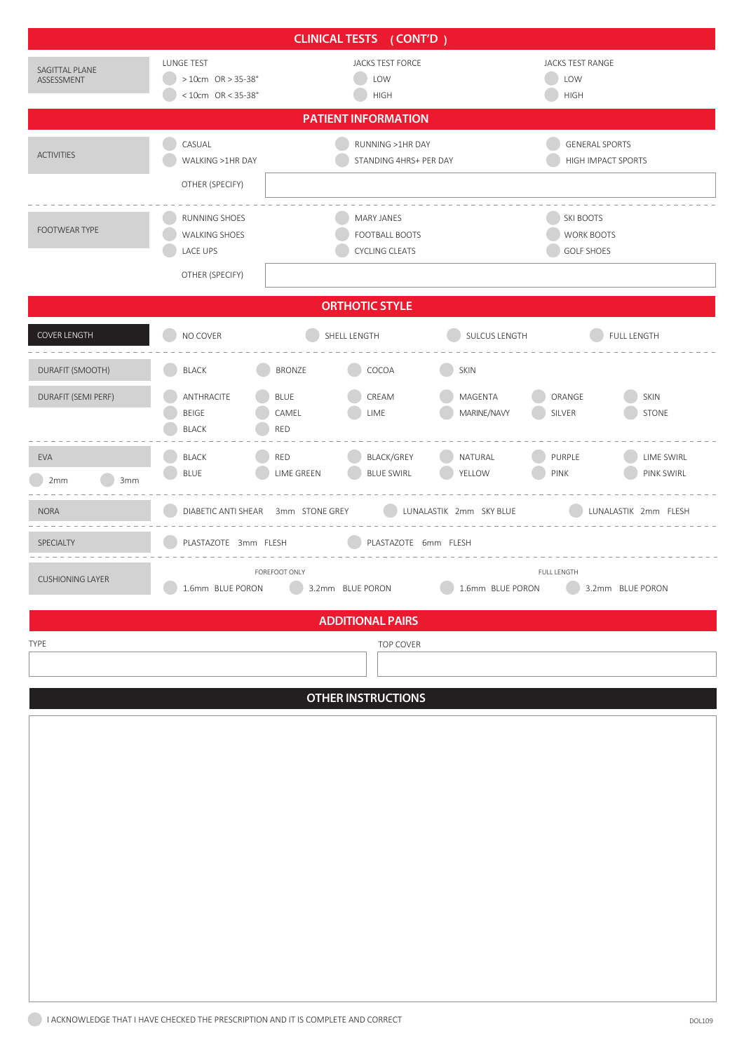## CLINICAL TESTS (CONT'D)

| | | | |
|---|---|---|---|
| SAGITTAL PLANE ASSESSMENT | LUNGE TEST<br>○ > 10cm OR > 35-38°<br>○ < 10cm OR < 35-38° | JACKS TEST FORCE<br>○ LOW<br>○ HIGH | JACKS TEST RANGE<br>○ LOW<br>○ HIGH |

## PATIENT INFORMATION

| | | | |
|---|---|---|---|
| ACTIVITIES | ○ CASUAL<br>○ WALKING >1HR DAY | ○ RUNNING >1HR DAY<br>○ STANDING 4HRS+ PER DAY | ○ GENERAL SPORTS<br>○ HIGH IMPACT SPORTS |
| | OTHER (SPECIFY) | | |
| FOOTWEAR TYPE | ○ RUNNING SHOES<br>○ WALKING SHOES<br>○ LACE UPS | ○ MARY JANES<br>○ FOOTBALL BOOTS<br>○ CYCLING CLEATS | ○ SKI BOOTS<br>○ WORK BOOTS<br>○ GOLF SHOES |
| | OTHER (SPECIFY) | | |

## ORTHOTIC STYLE

| | | | | | | |
|---|---|---|---|---|---|---|
| COVER LENGTH | ○ NO COVER | ○ SHELL LENGTH | ○ SULCUS LENGTH | ○ FULL LENGTH | | |
| DURAFIT (SMOOTH) | ○ BLACK | ○ BRONZE | ○ COCOA | ○ SKIN | | |
| DURAFIT (SEMI PERF) | ○ ANTHRACITE<br>○ BEIGE<br>○ BLACK | ○ BLUE<br>○ CAMEL<br>○ RED | ○ CREAM<br>○ LIME | ○ MAGENTA<br>○ MARINE/NAVY | ○ ORANGE<br>○ SILVER | ○ SKIN<br>○ STONE |
| EVA<br>○ 2mm ○ 3mm | ○ BLACK<br>○ BLUE | ○ RED<br>○ LIME GREEN | ○ BLACK/GREY<br>○ BLUE SWIRL | ○ NATURAL<br>○ YELLOW | ○ PURPLE<br>○ PINK | ○ LIME SWIRL<br>○ PINK SWIRL |
| NORA | ○ DIABETIC ANTI SHEAR 3mm STONE GREY | ○ LUNALASTIK 2mm SKY BLUE | ○ LUNALASTIK 2mm FLESH | | | |
| SPECIALTY | ○ PLASTAZOTE 3mm FLESH | ○ PLASTAZOTE 6mm FLESH | | | | |
| CUSHIONING LAYER | FOREFOOT ONLY<br>○ 1.6mm BLUE PORON | ○ 3.2mm BLUE PORON | FULL LENGTH<br>○ 1.6mm BLUE PORON | ○ 3.2mm BLUE PORON | | |

## ADDITIONAL PAIRS

| TYPE | TOP COVER |
|---|---|
| | |

## OTHER INSTRUCTIONS

○ I ACKNOWLEDGE THAT I HAVE CHECKED THE PRESCRIPTION AND IT IS COMPLETE AND CORRECT

DOL109